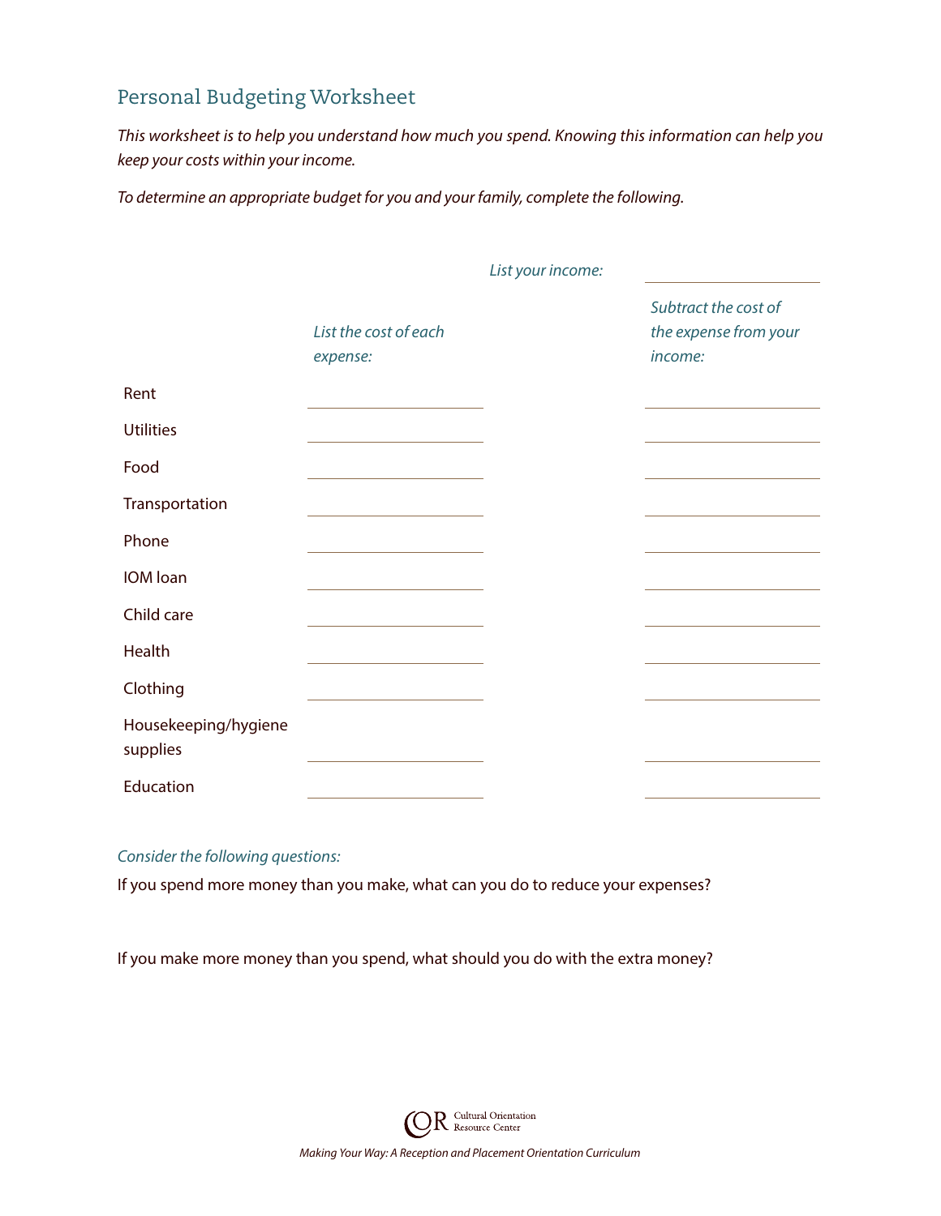# Personal Budgeting Worksheet

*This worksheet is to help you understand how much you spend. Knowing this information can help you keep your costs within your income.*

*To determine an appropriate budget for you and your family, complete the following.*

*List your income:* ____________

| | *List the cost of each expense:* | *Subtract the cost of the expense from your income:* |
|---|---|---|
| Rent | | |
| Utilities | | |
| Food | | |
| Transportation | | |
| Phone | | |
| IOM loan | | |
| Child care | | |
| Health | | |
| Clothing | | |
| Housekeeping/hygiene supplies | | |
| Education | | |

*Consider the following questions:*

If you spend more money than you make, what can you do to reduce your expenses?

If you make more money than you spend, what should you do with the extra money?

COR Cultural Orientation Resource Center

*Making Your Way: A Reception and Placement Orientation Curriculum*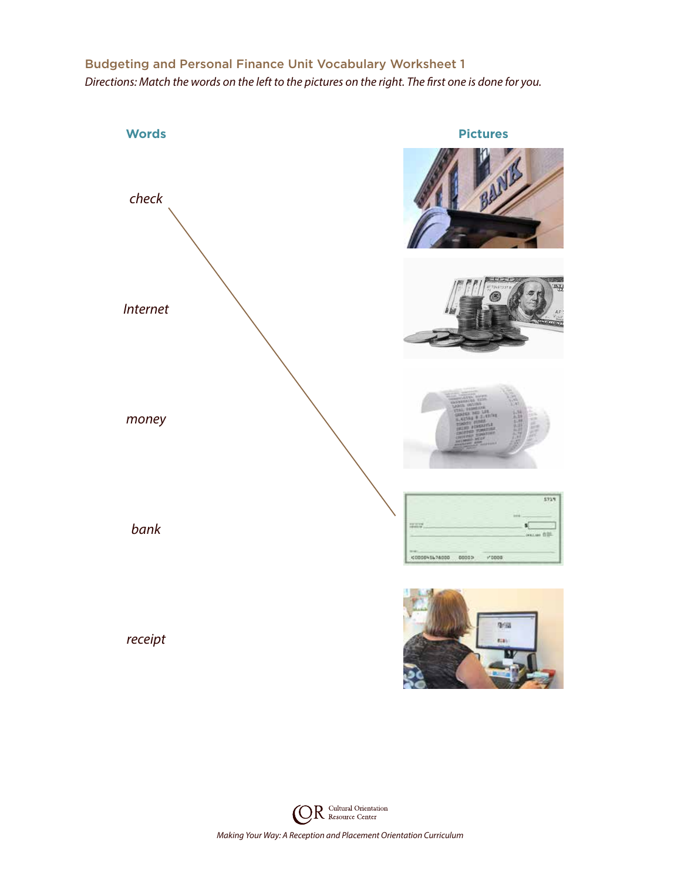## Budgeting and Personal Finance Unit Vocabulary Worksheet 1

*Directions: Match the words on the left to the pictures on the right. The first one is done for you.*

**Words**

*check*

*Internet*

*money*

*bank*

*receipt*

**Pictures**

Cultural Orientation Resource Center

*Making Your Way: A Reception and Placement Orientation Curriculum*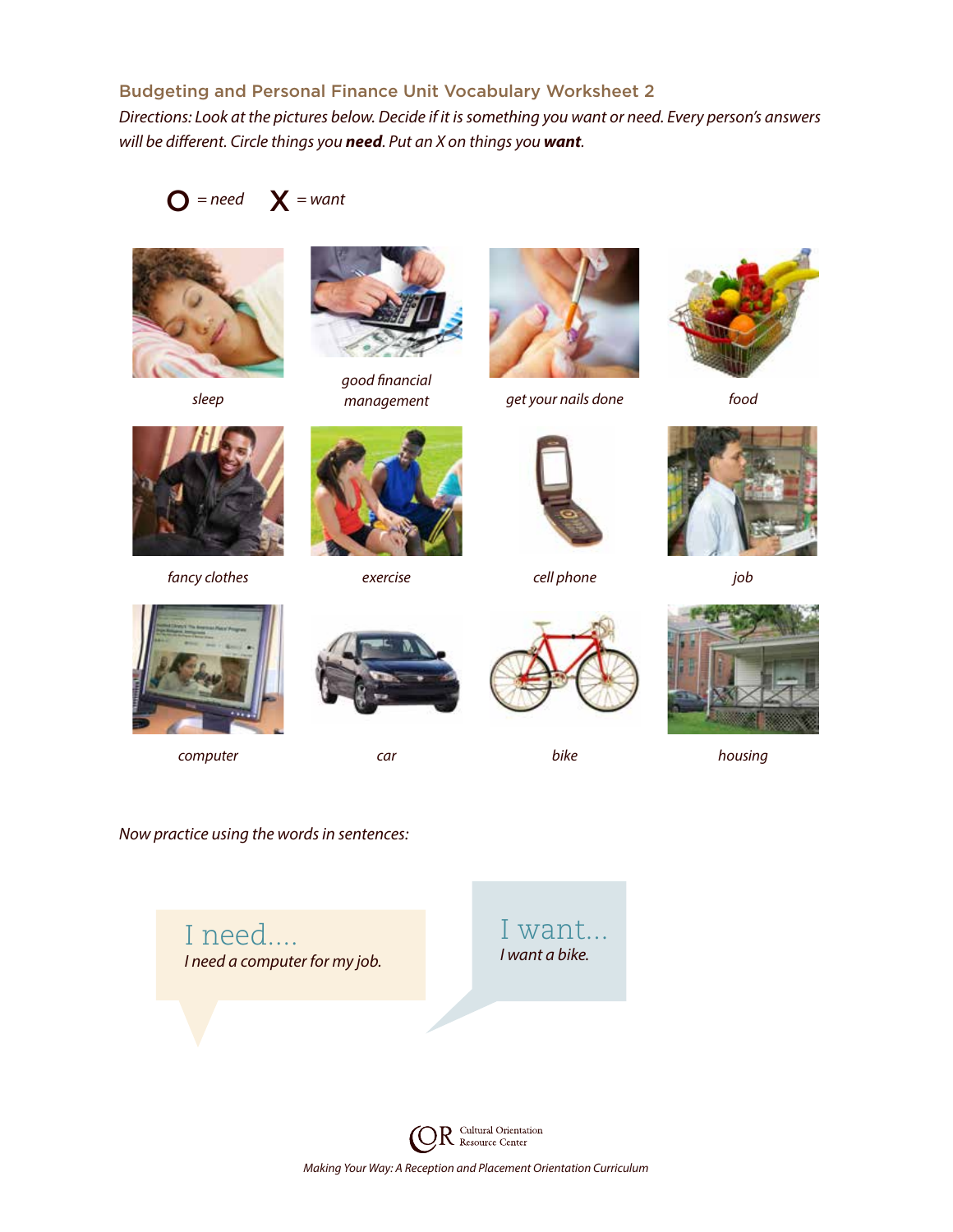## Budgeting and Personal Finance Unit Vocabulary Worksheet 2

*Directions: Look at the pictures below. Decide if it is something you want or need. Every person's answers will be different. Circle things you **need**. Put an X on things you **want**.*

O = *need* X = *want*

*sleep*

*good financial management*

*get your nails done*

*food*

*fancy clothes*

*exercise*

*cell phone*

*job*

*computer*

*car*

*bike*

*housing*

*Now practice using the words in sentences:*

I need....
*I need a computer for my job.*

I want...
*I want a bike.*

Cultural Orientation Resource Center

*Making Your Way: A Reception and Placement Orientation Curriculum*